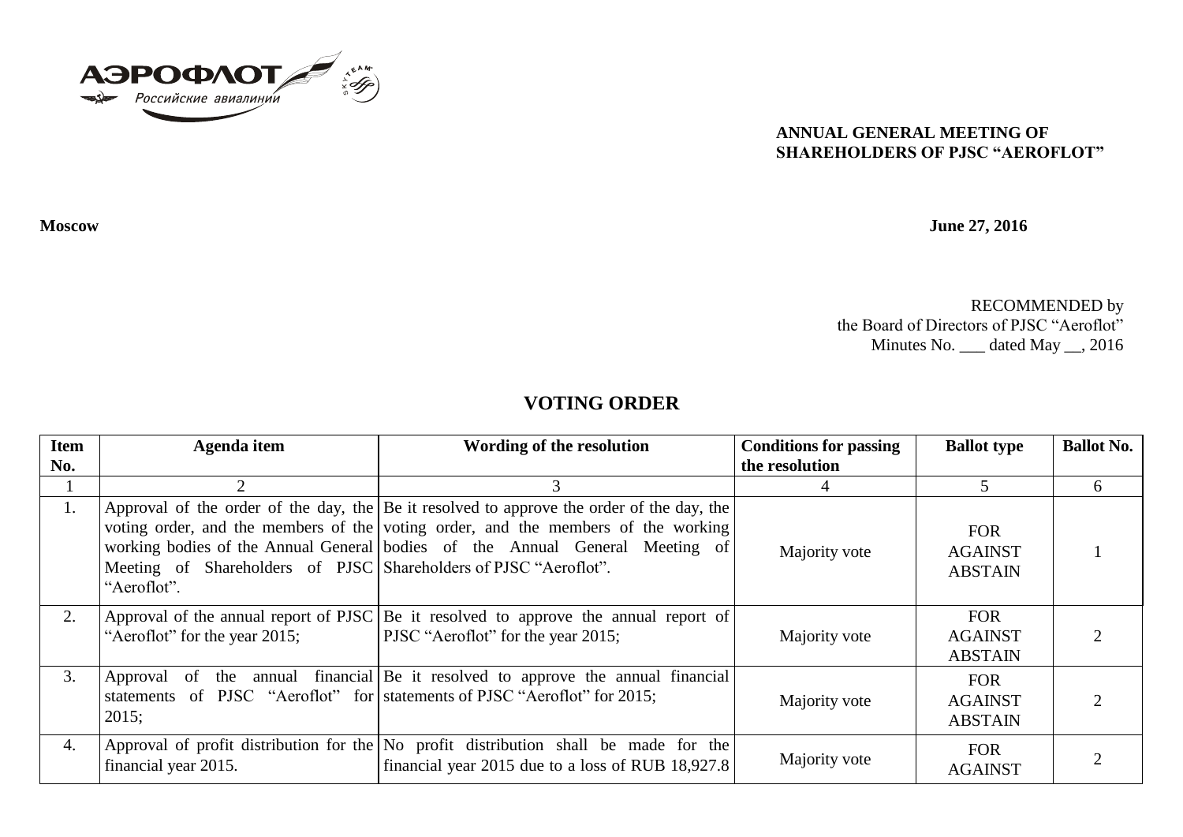**ANNUAL GENERAL MEETING OF SHAREHOLDERS OF PJSC "AEROFLOT"**

**Moscow** **June 27, 2016**

RECOMMENDED by
the Board of Directors of PJSC "Aeroflot"
Minutes No. ___ dated May __, 2016

## VOTING ORDER

| Item No. | Agenda item | Wording of the resolution | Conditions for passing the resolution | Ballot type | Ballot No. |
|---|---|---|---|---|---|
| 1 | 2 | 3 | 4 | 5 | 6 |
| 1. | Approval of the order of the day, the voting order, and the members of the working bodies of the Annual General Meeting of Shareholders of PJSC "Aeroflot". | Be it resolved to approve the order of the day, the voting order, and the members of the working bodies of the Annual General Meeting of Shareholders of PJSC "Aeroflot". | Majority vote | FOR AGAINST ABSTAIN | 1 |
| 2. | Approval of the annual report of PJSC "Aeroflot" for the year 2015; | Be it resolved to approve the annual report of PJSC "Aeroflot" for the year 2015; | Majority vote | FOR AGAINST ABSTAIN | 2 |
| 3. | Approval of the annual financial statements of PJSC "Aeroflot" for 2015; | Be it resolved to approve the annual financial statements of PJSC "Aeroflot" for 2015; | Majority vote | FOR AGAINST ABSTAIN | 2 |
| 4. | Approval of profit distribution for the financial year 2015. | No profit distribution shall be made for the financial year 2015 due to a loss of RUB 18,927.8 | Majority vote | FOR AGAINST | 2 |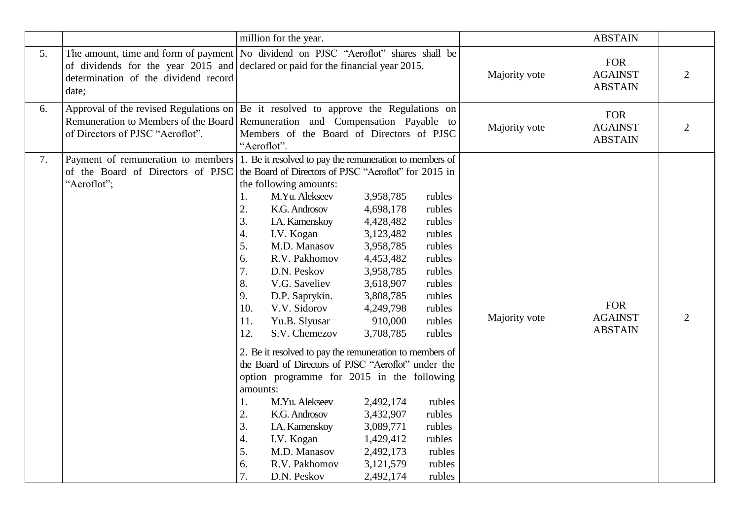| | | | | | |
|---|---|---|---|---|---|
| | | million for the year. | | ABSTAIN | |
| 5. | The amount, time and form of payment of dividends for the year 2015 and determination of the dividend record date; | No dividend on PJSC "Aeroflot" shares shall be declared or paid for the financial year 2015. | Majority vote | FOR<br>AGAINST<br>ABSTAIN | 2 |
| 6. | Approval of the revised Regulations on Remuneration to Members of the Board of Directors of PJSC "Aeroflot". | Be it resolved to approve the Regulations on Remuneration and Compensation Payable to Members of the Board of Directors of PJSC "Aeroflot". | Majority vote | FOR<br>AGAINST<br>ABSTAIN | 2 |
| 7. | Payment of remuneration to members of the Board of Directors of PJSC "Aeroflot"; | 1. Be it resolved to pay the remuneration to members of the Board of Directors of PJSC "Aeroflot" for 2015 in the following amounts:<br>1. M.Yu. Alekseev 3,958,785 rubles<br>2. K.G. Androsov 4,698,178 rubles<br>3. I.A. Kamenskoy 4,428,482 rubles<br>4. I.V. Kogan 3,123,482 rubles<br>5. M.D. Manasov 3,958,785 rubles<br>6. R.V. Pakhomov 4,453,482 rubles<br>7. D.N. Peskov 3,958,785 rubles<br>8. V.G. Saveliev 3,618,907 rubles<br>9. D.P. Saprykin. 3,808,785 rubles<br>10. V.V. Sidorov 4,249,798 rubles<br>11. Yu.B. Slyusar 910,000 rubles<br>12. S.V. Chemezov 3,708,785 rubles<br><br>2. Be it resolved to pay the remuneration to members of the Board of Directors of PJSC "Aeroflot" under the option programme for 2015 in the following amounts:<br>1. M.Yu. Alekseev 2,492,174 rubles<br>2. K.G. Androsov 3,432,907 rubles<br>3. I.A. Kamenskoy 3,089,771 rubles<br>4. I.V. Kogan 1,429,412 rubles<br>5. M.D. Manasov 2,492,173 rubles<br>6. R.V. Pakhomov 3,121,579 rubles<br>7. D.N. Peskov 2,492,174 rubles | Majority vote | FOR<br>AGAINST<br>ABSTAIN | 2 |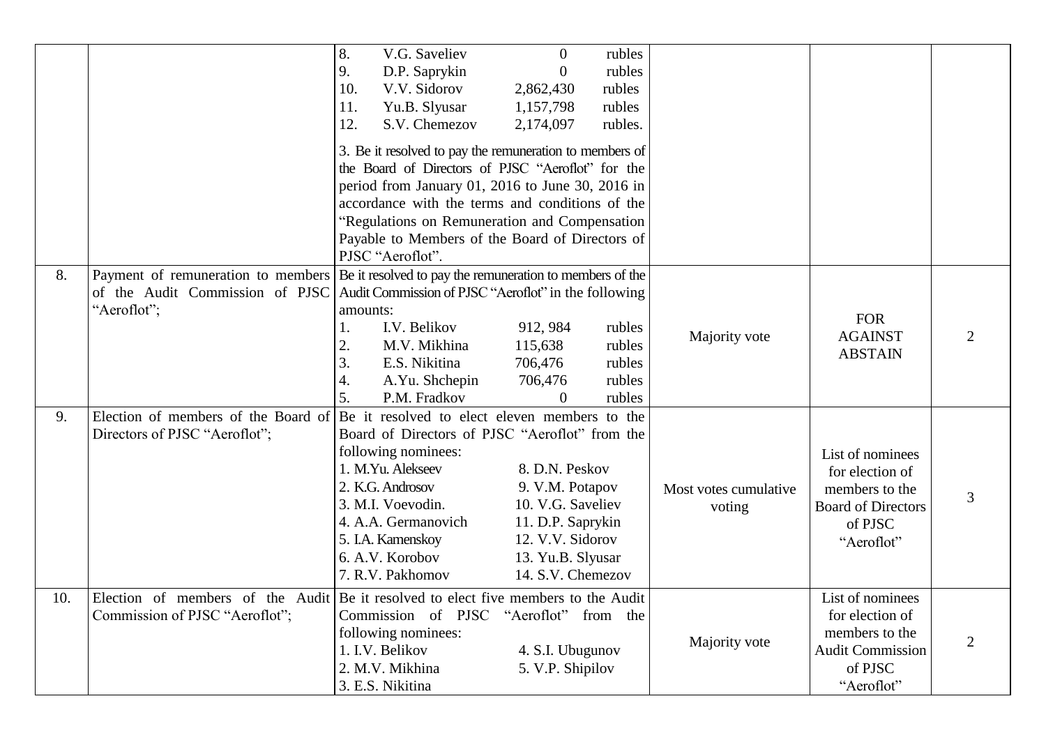| | | | | | |
|---|---|---|---|---|---|
| | | 8. V.G. Saveliev 0 rubles<br>9. D.P. Saprykin 0 rubles<br>10. V.V. Sidorov 2,862,430 rubles<br>11. Yu.B. Slyusar 1,157,798 rubles<br>12. S.V. Chemezov 2,174,097 rubles.<br><br>3. Be it resolved to pay the remuneration to members of the Board of Directors of PJSC "Aeroflot" for the period from January 01, 2016 to June 30, 2016 in accordance with the terms and conditions of the "Regulations on Remuneration and Compensation Payable to Members of the Board of Directors of PJSC "Aeroflot". | | | |
| 8. | Payment of remuneration to members of the Audit Commission of PJSC "Aeroflot"; | Be it resolved to pay the remuneration to members of the Audit Commission of PJSC "Aeroflot" in the following amounts:<br>1. I.V. Belikov 912, 984 rubles<br>2. M.V. Mikhina 115,638 rubles<br>3. E.S. Nikitina 706,476 rubles<br>4. A.Yu. Shchepin 706,476 rubles<br>5. P.M. Fradkov 0 rubles | Majority vote | FOR<br>AGAINST<br>ABSTAIN | 2 |
| 9. | Election of members of the Board of Directors of PJSC "Aeroflot"; | Be it resolved to elect eleven members to the Board of Directors of PJSC "Aeroflot" from the following nominees:<br>1. M.Yu. Alekseev<br>2. K.G. Androsov<br>3. M.I. Voevodin.<br>4. A.A. Germanovich<br>5. I.A. Kamenskoy<br>6. A.V. Korobov<br>7. R.V. Pakhomov<br>8. D.N. Peskov<br>9. V.M. Potapov<br>10. V.G. Saveliev<br>11. D.P. Saprykin<br>12. V.V. Sidorov<br>13. Yu.B. Slyusar<br>14. S.V. Chemezov | Most votes cumulative voting | List of nominees for election of members to the Board of Directors of PJSC "Aeroflot" | 3 |
| 10. | Election of members of the Audit Commission of PJSC "Aeroflot"; | Be it resolved to elect five members to the Audit Commission of PJSC "Aeroflot" from the following nominees:<br>1. I.V. Belikov<br>2. M.V. Mikhina<br>3. E.S. Nikitina<br>4. S.I. Ubugunov<br>5. V.P. Shipilov | Majority vote | List of nominees for election of members to the Audit Commission of PJSC "Aeroflot" | 2 |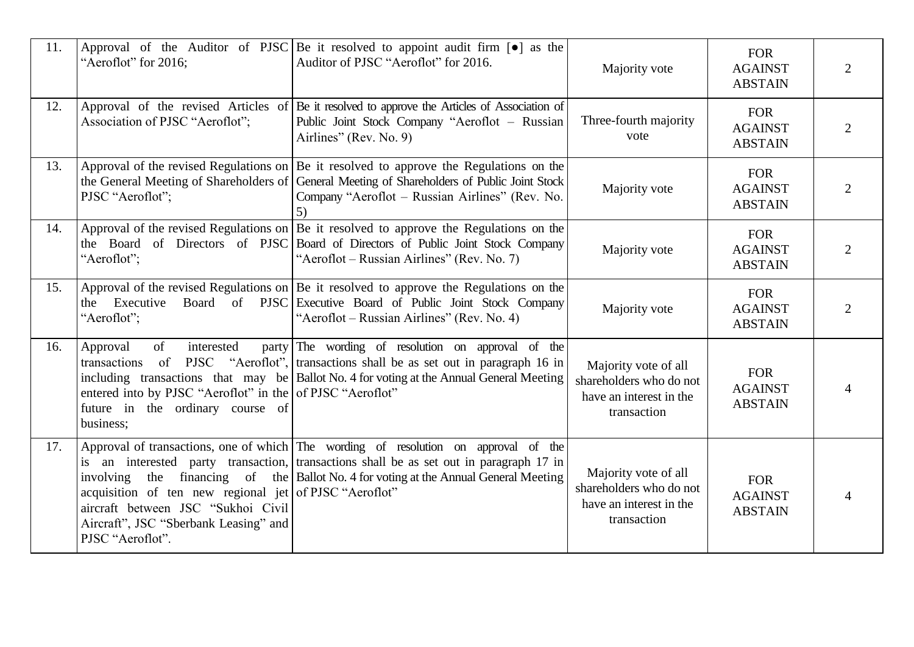| | | | | | |
|---|---|---|---|---|---|
| 11. | Approval of the Auditor of PJSC "Aeroflot" for 2016; | Be it resolved to appoint audit firm [●] as the Auditor of PJSC "Aeroflot" for 2016. | Majority vote | FOR AGAINST ABSTAIN | 2 |
| 12. | Approval of the revised Articles of Association of PJSC "Aeroflot"; | Be it resolved to approve the Articles of Association of Public Joint Stock Company "Aeroflot – Russian Airlines" (Rev. No. 9) | Three-fourth majority vote | FOR AGAINST ABSTAIN | 2 |
| 13. | Approval of the revised Regulations on the General Meeting of Shareholders of PJSC "Aeroflot"; | Be it resolved to approve the Regulations on the General Meeting of Shareholders of Public Joint Stock Company "Aeroflot – Russian Airlines" (Rev. No. 5) | Majority vote | FOR AGAINST ABSTAIN | 2 |
| 14. | Approval of the revised Regulations on the Board of Directors of PJSC "Aeroflot"; | Be it resolved to approve the Regulations on the Board of Directors of Public Joint Stock Company "Aeroflot – Russian Airlines" (Rev. No. 7) | Majority vote | FOR AGAINST ABSTAIN | 2 |
| 15. | Approval of the revised Regulations on the Executive Board of PJSC "Aeroflot"; | Be it resolved to approve the Regulations on the Executive Board of Public Joint Stock Company "Aeroflot – Russian Airlines" (Rev. No. 4) | Majority vote | FOR AGAINST ABSTAIN | 2 |
| 16. | Approval of interested party transactions of PJSC "Aeroflot", including transactions that may be entered into by PJSC "Aeroflot" in the future in the ordinary course of business; | The wording of resolution on approval of the transactions shall be as set out in paragraph 16 in Ballot No. 4 for voting at the Annual General Meeting of PJSC "Aeroflot" | Majority vote of all shareholders who do not have an interest in the transaction | FOR AGAINST ABSTAIN | 4 |
| 17. | Approval of transactions, one of which is an interested party transaction, involving the financing of the acquisition of ten new regional jet aircraft between JSC "Sukhoi Civil Aircraft", JSC "Sberbank Leasing" and PJSC "Aeroflot". | The wording of resolution on approval of the transactions shall be as set out in paragraph 17 in Ballot No. 4 for voting at the Annual General Meeting of PJSC "Aeroflot" | Majority vote of all shareholders who do not have an interest in the transaction | FOR AGAINST ABSTAIN | 4 |